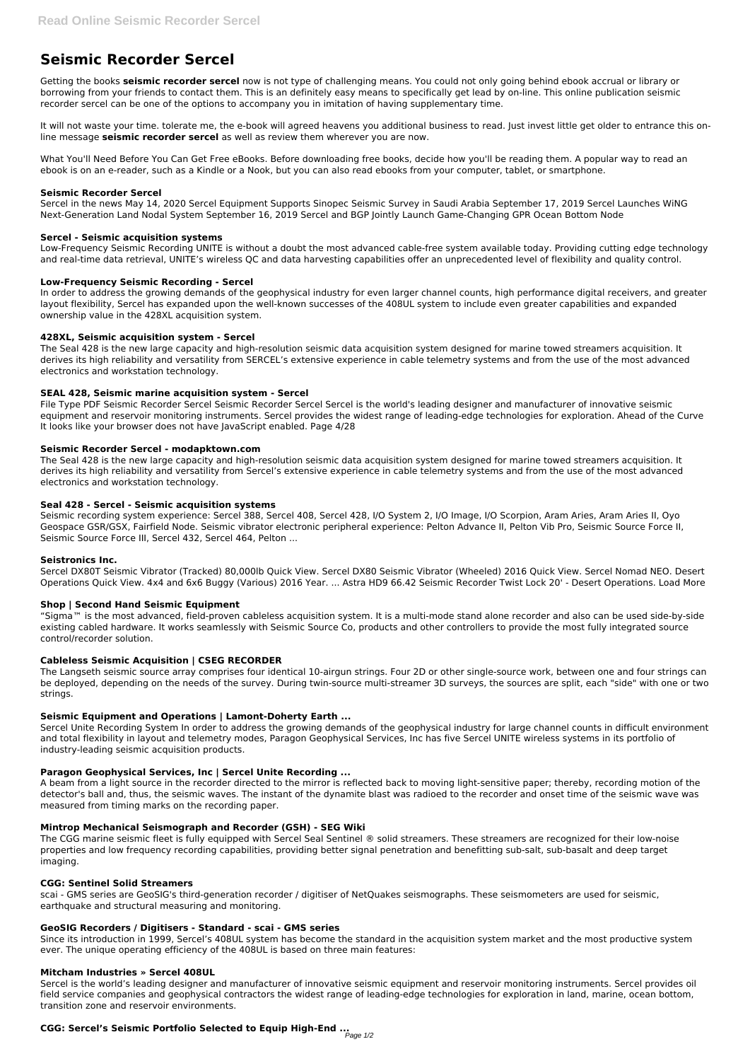# Seismic Recorder Sercel

Getting the books **seismic recorder sercel** now is not type of challenging means. You could not only going behind ebook accrual or library or borrowing from your friends to contact them. This is an definitely easy means to specifically get lead by on-line. This online publication seismic recorder sercel can be one of the options to accompany you in imitation of having supplementary time.

It will not waste your time. tolerate me, the e-book will agreed heavens you additional business to read. Just invest little get older to entrance this on-line message **seismic recorder sercel** as well as review them wherever you are now.

What You'll Need Before You Can Get Free eBooks. Before downloading free books, decide how you'll be reading them. A popular way to read an ebook is on an e-reader, such as a Kindle or a Nook, but you can also read ebooks from your computer, tablet, or smartphone.

### Seismic Recorder Sercel

Sercel in the news May 14, 2020 Sercel Equipment Supports Sinopec Seismic Survey in Saudi Arabia September 17, 2019 Sercel Launches WiNG Next-Generation Land Nodal System September 16, 2019 Sercel and BGP Jointly Launch Game-Changing GPR Ocean Bottom Node

### Sercel - Seismic acquisition systems

Low-Frequency Seismic Recording UNITE is without a doubt the most advanced cable-free system available today. Providing cutting edge technology and real-time data retrieval, UNITE's wireless QC and data harvesting capabilities offer an unprecedented level of flexibility and quality control.

### Low-Frequency Seismic Recording - Sercel

In order to address the growing demands of the geophysical industry for even larger channel counts, high performance digital receivers, and greater layout flexibility, Sercel has expanded upon the well-known successes of the 408UL system to include even greater capabilities and expanded ownership value in the 428XL acquisition system.

### 428XL, Seismic acquisition system - Sercel

The Seal 428 is the new large capacity and high-resolution seismic data acquisition system designed for marine towed streamers acquisition. It derives its high reliability and versatility from SERCEL's extensive experience in cable telemetry systems and from the use of the most advanced electronics and workstation technology.

### SEAL 428, Seismic marine acquisition system - Sercel

File Type PDF Seismic Recorder Sercel Seismic Recorder Sercel Sercel is the world's leading designer and manufacturer of innovative seismic equipment and reservoir monitoring instruments. Sercel provides the widest range of leading-edge technologies for exploration. Ahead of the Curve It looks like your browser does not have JavaScript enabled. Page 4/28

### Seismic Recorder Sercel - modapktown.com

The Seal 428 is the new large capacity and high-resolution seismic data acquisition system designed for marine towed streamers acquisition. It derives its high reliability and versatility from Sercel's extensive experience in cable telemetry systems and from the use of the most advanced electronics and workstation technology.

### Seal 428 - Sercel - Seismic acquisition systems

Seismic recording system experience: Sercel 388, Sercel 408, Sercel 428, I/O System 2, I/O Image, I/O Scorpion, Aram Aries, Aram Aries II, Oyo Geospace GSR/GSX, Fairfield Node. Seismic vibrator electronic peripheral experience: Pelton Advance II, Pelton Vib Pro, Seismic Source Force II, Seismic Source Force III, Sercel 432, Sercel 464, Pelton ...

### Seistronics Inc.

Sercel DX80T Seismic Vibrator (Tracked) 80,000lb Quick View. Sercel DX80 Seismic Vibrator (Wheeled) 2016 Quick View. Sercel Nomad NEO. Desert Operations Quick View. 4x4 and 6x6 Buggy (Various) 2016 Year. ... Astra HD9 66.42 Seismic Recorder Twist Lock 20' - Desert Operations. Load More

### Shop | Second Hand Seismic Equipment

"Sigma™ is the most advanced, field-proven cableless acquisition system. It is a multi-mode stand alone recorder and also can be used side-by-side existing cabled hardware. It works seamlessly with Seismic Source Co, products and other controllers to provide the most fully integrated source control/recorder solution.

### Cableless Seismic Acquisition | CSEG RECORDER

The Langseth seismic source array comprises four identical 10-airgun strings. Four 2D or other single-source work, between one and four strings can be deployed, depending on the needs of the survey. During twin-source multi-streamer 3D surveys, the sources are split, each "side" with one or two strings.

### Seismic Equipment and Operations | Lamont-Doherty Earth ...

Sercel Unite Recording System In order to address the growing demands of the geophysical industry for large channel counts in difficult environment and total flexibility in layout and telemetry modes, Paragon Geophysical Services, Inc has five Sercel UNITE wireless systems in its portfolio of industry-leading seismic acquisition products.

### Paragon Geophysical Services, Inc | Sercel Unite Recording ...

A beam from a light source in the recorder directed to the mirror is reflected back to moving light-sensitive paper; thereby, recording motion of the detector's ball and, thus, the seismic waves. The instant of the dynamite blast was radioed to the recorder and onset time of the seismic wave was measured from timing marks on the recording paper.

### Mintrop Mechanical Seismograph and Recorder (GSH) - SEG Wiki

The CGG marine seismic fleet is fully equipped with Sercel Seal Sentinel ® solid streamers. These streamers are recognized for their low-noise properties and low frequency recording capabilities, providing better signal penetration and benefitting sub-salt, sub-basalt and deep target imaging.

### CGG: Sentinel Solid Streamers

scai - GMS series are GeoSIG's third-generation recorder / digitiser of NetQuakes seismographs. These seismometers are used for seismic, earthquake and structural measuring and monitoring.

### GeoSIG Recorders / Digitisers - Standard - scai - GMS series

Since its introduction in 1999, Sercel's 408UL system has become the standard in the acquisition system market and the most productive system ever. The unique operating efficiency of the 408UL is based on three main features:

### Mitcham Industries » Sercel 408UL

Sercel is the world's leading designer and manufacturer of innovative seismic equipment and reservoir monitoring instruments. Sercel provides oil field service companies and geophysical contractors the widest range of leading-edge technologies for exploration in land, marine, ocean bottom, transition zone and reservoir environments.

### CGG: Sercel's Seismic Portfolio Selected to Equip High-End ...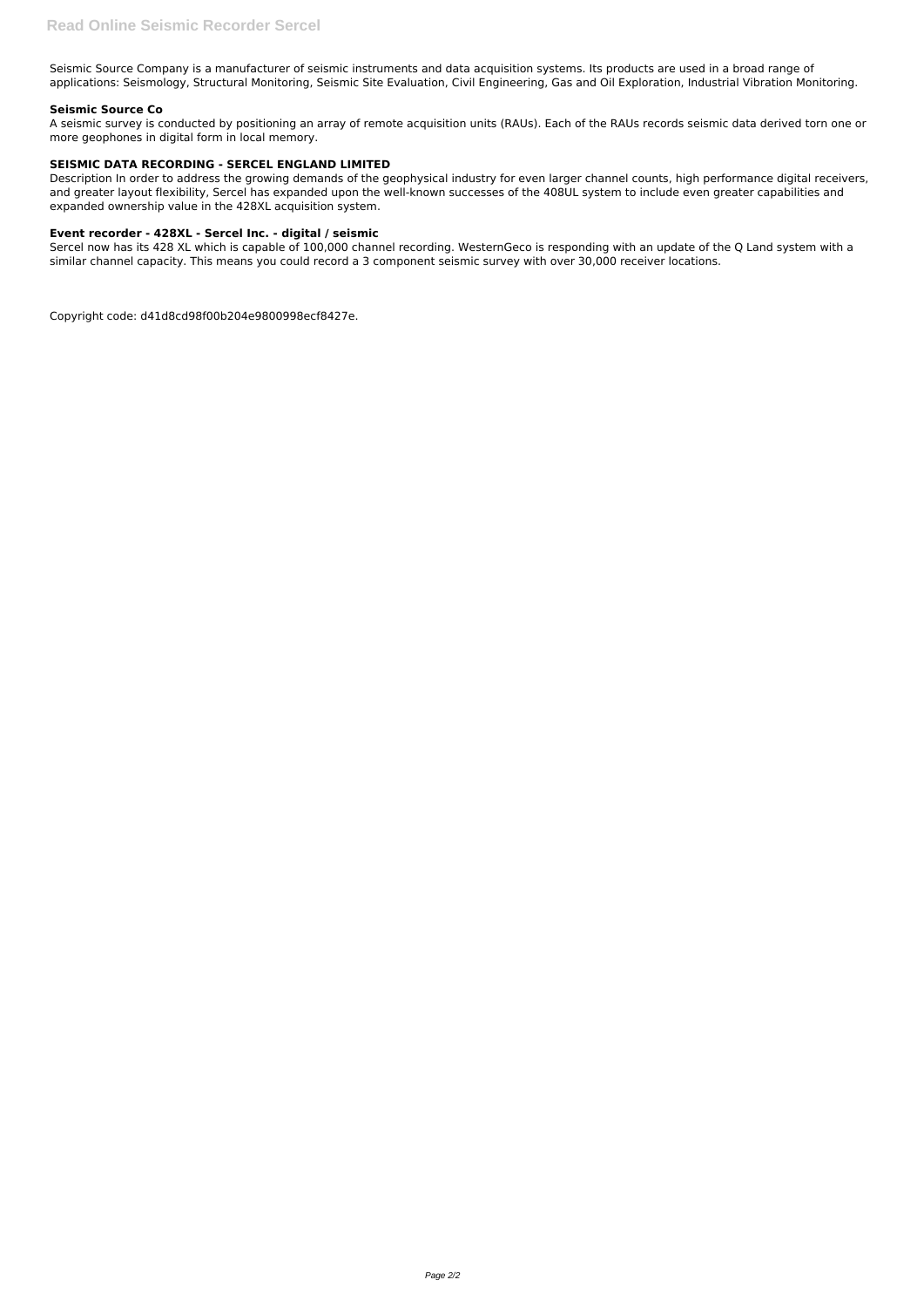Seismic Source Company is a manufacturer of seismic instruments and data acquisition systems. Its products are used in a broad range of applications: Seismology, Structural Monitoring, Seismic Site Evaluation, Civil Engineering, Gas and Oil Exploration, Industrial Vibration Monitoring.

### Seismic Source Co

A seismic survey is conducted by positioning an array of remote acquisition units (RAUs). Each of the RAUs records seismic data derived torn one or more geophones in digital form in local memory.

### SEISMIC DATA RECORDING - SERCEL ENGLAND LIMITED

Description In order to address the growing demands of the geophysical industry for even larger channel counts, high performance digital receivers, and greater layout flexibility, Sercel has expanded upon the well-known successes of the 408UL system to include even greater capabilities and expanded ownership value in the 428XL acquisition system.

### Event recorder - 428XL - Sercel Inc. - digital / seismic

Sercel now has its 428 XL which is capable of 100,000 channel recording. WesternGeco is responding with an update of the Q Land system with a similar channel capacity. This means you could record a 3 component seismic survey with over 30,000 receiver locations.

Copyright code: d41d8cd98f00b204e9800998ecf8427e.